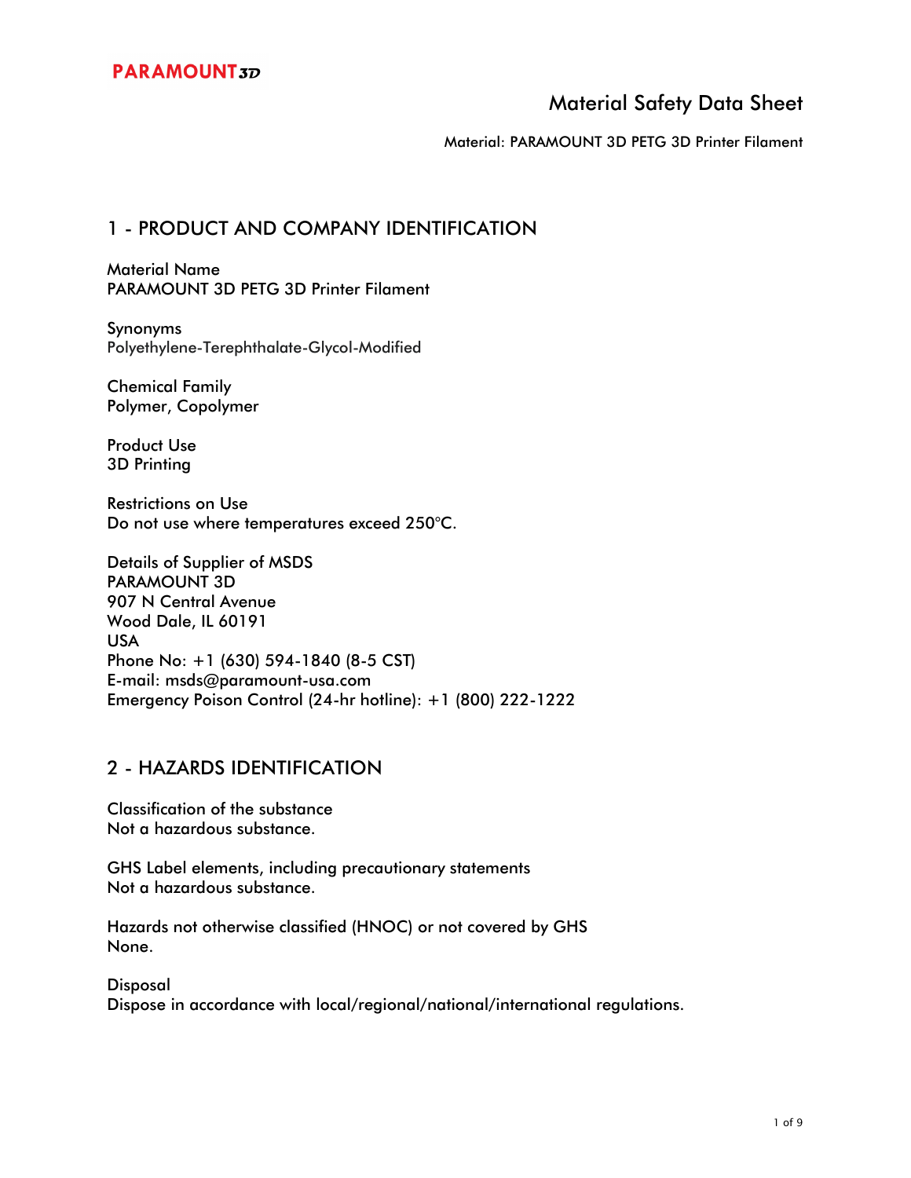PARAMOUNT3D

# Material Safety Data Sheet

Material: PARAMOUNT 3D PETG 3D Printer Filament

## 1 - PRODUCT AND COMPANY IDENTIFICATION

Material Name
PARAMOUNT 3D PETG 3D Printer Filament

Synonyms
Polyethylene-Terephthalate-Glycol-Modified

Chemical Family
Polymer, Copolymer

Product Use
3D Printing

Restrictions on Use
Do not use where temperatures exceed 250°C.

Details of Supplier of MSDS
PARAMOUNT 3D
907 N Central Avenue
Wood Dale, IL 60191
USA
Phone No: +1 (630) 594-1840 (8-5 CST)
E-mail: msds@paramount-usa.com
Emergency Poison Control (24-hr hotline): +1 (800) 222-1222

## 2 - HAZARDS IDENTIFICATION

Classification of the substance
Not a hazardous substance.

GHS Label elements, including precautionary statements
Not a hazardous substance.

Hazards not otherwise classified (HNOC) or not covered by GHS
None.

Disposal
Dispose in accordance with local/regional/national/international regulations.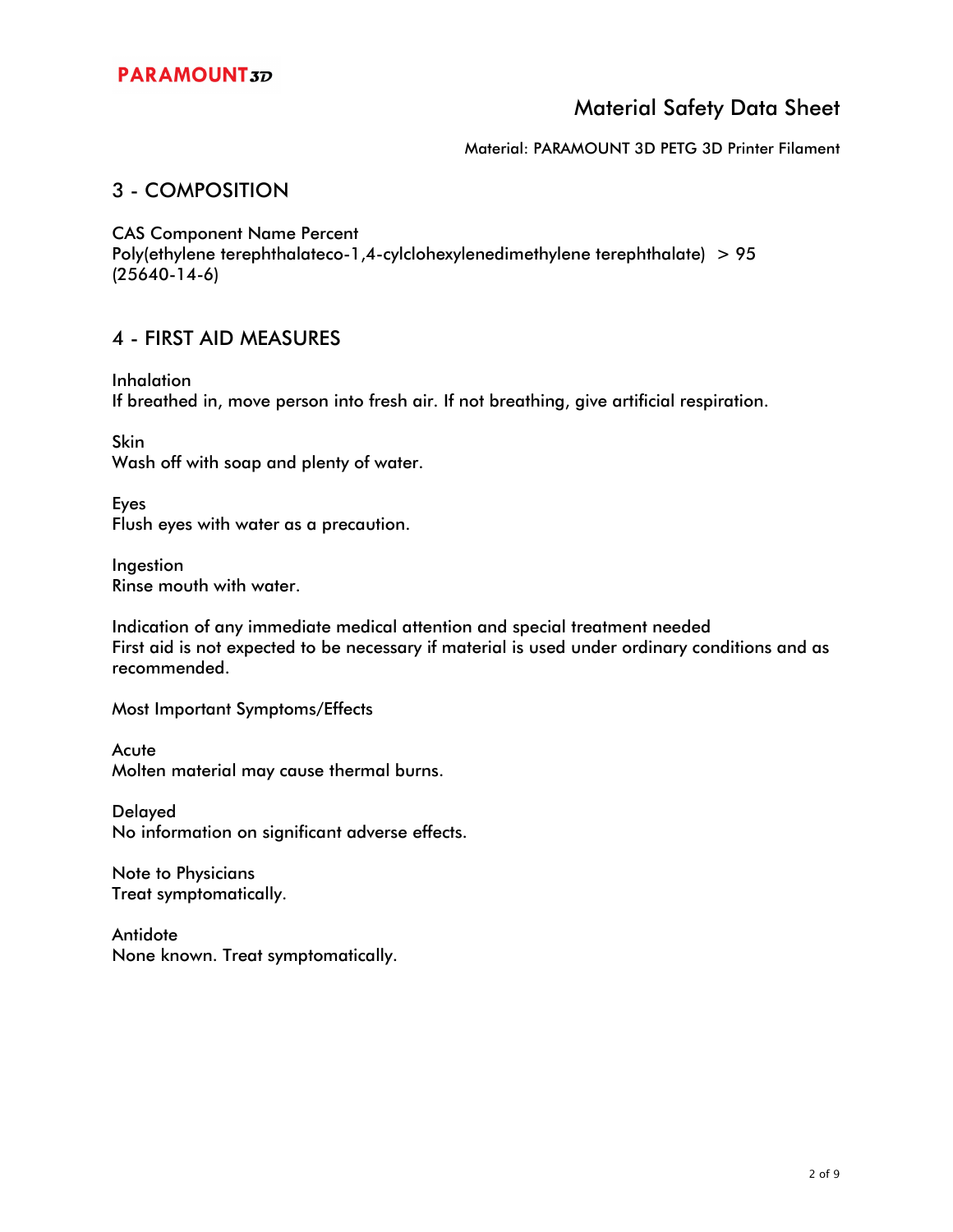# Material Safety Data Sheet

Material: PARAMOUNT 3D PETG 3D Printer Filament

## 3 - COMPOSITION

CAS Component Name Percent
Poly(ethylene terephthalateco-1,4-cylclohexylenedimethylene terephthalate) > 95
(25640-14-6)

## 4 - FIRST AID MEASURES

Inhalation
If breathed in, move person into fresh air. If not breathing, give artificial respiration.

Skin
Wash off with soap and plenty of water.

Eyes
Flush eyes with water as a precaution.

Ingestion
Rinse mouth with water.

Indication of any immediate medical attention and special treatment needed
First aid is not expected to be necessary if material is used under ordinary conditions and as recommended.

Most Important Symptoms/Effects

Acute
Molten material may cause thermal burns.

Delayed
No information on significant adverse effects.

Note to Physicians
Treat symptomatically.

Antidote
None known. Treat symptomatically.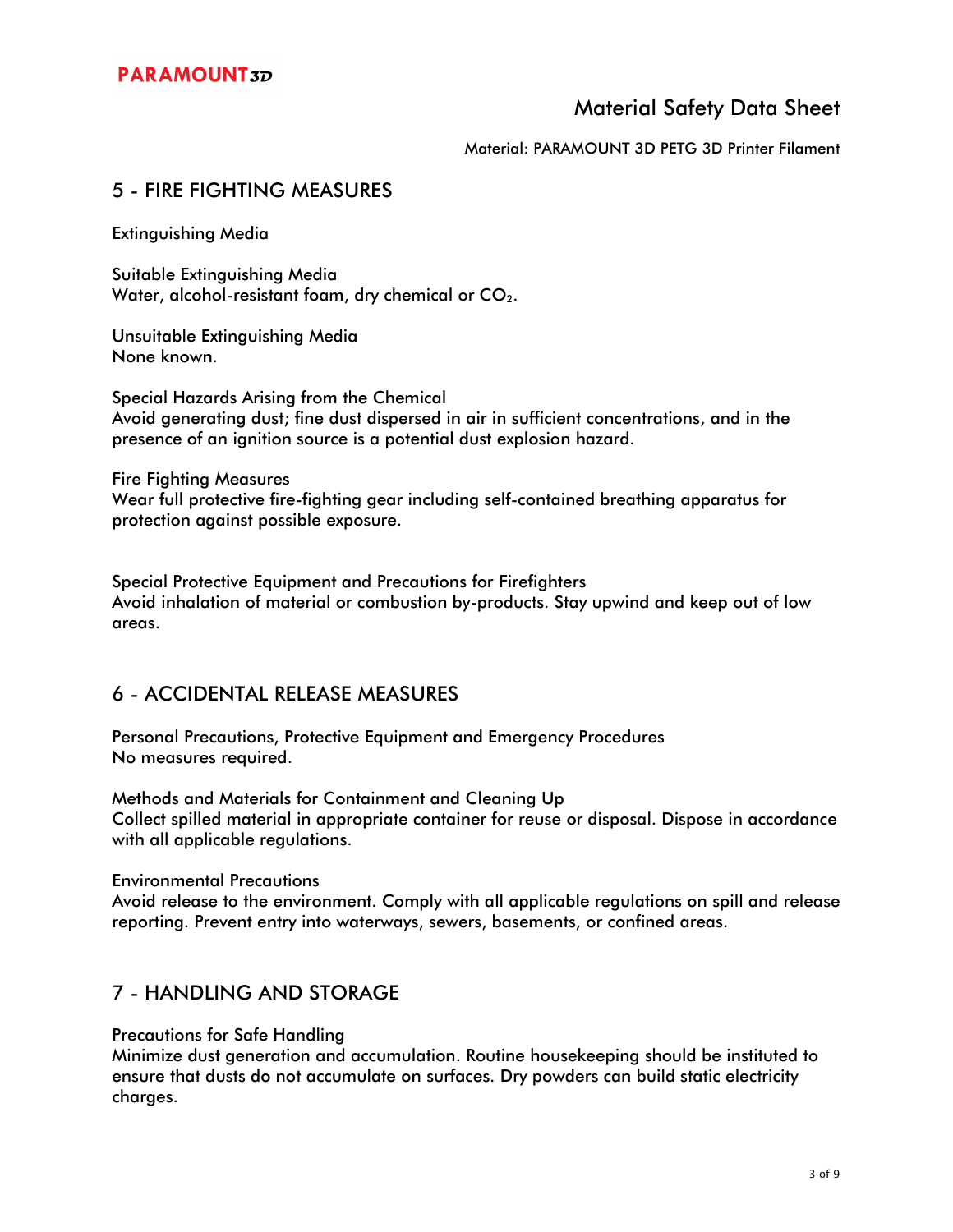## 5 - FIRE FIGHTING MEASURES

Extinguishing Media

Suitable Extinguishing Media
Water, alcohol-resistant foam, dry chemical or $CO_2$.

Unsuitable Extinguishing Media
None known.

Special Hazards Arising from the Chemical
Avoid generating dust; fine dust dispersed in air in sufficient concentrations, and in the presence of an ignition source is a potential dust explosion hazard.

Fire Fighting Measures
Wear full protective fire-fighting gear including self-contained breathing apparatus for protection against possible exposure.

Special Protective Equipment and Precautions for Firefighters
Avoid inhalation of material or combustion by-products. Stay upwind and keep out of low areas.

## 6 - ACCIDENTAL RELEASE MEASURES

Personal Precautions, Protective Equipment and Emergency Procedures
No measures required.

Methods and Materials for Containment and Cleaning Up
Collect spilled material in appropriate container for reuse or disposal. Dispose in accordance with all applicable regulations.

Environmental Precautions
Avoid release to the environment. Comply with all applicable regulations on spill and release reporting. Prevent entry into waterways, sewers, basements, or confined areas.

## 7 - HANDLING AND STORAGE

Precautions for Safe Handling
Minimize dust generation and accumulation. Routine housekeeping should be instituted to ensure that dusts do not accumulate on surfaces. Dry powders can build static electricity charges.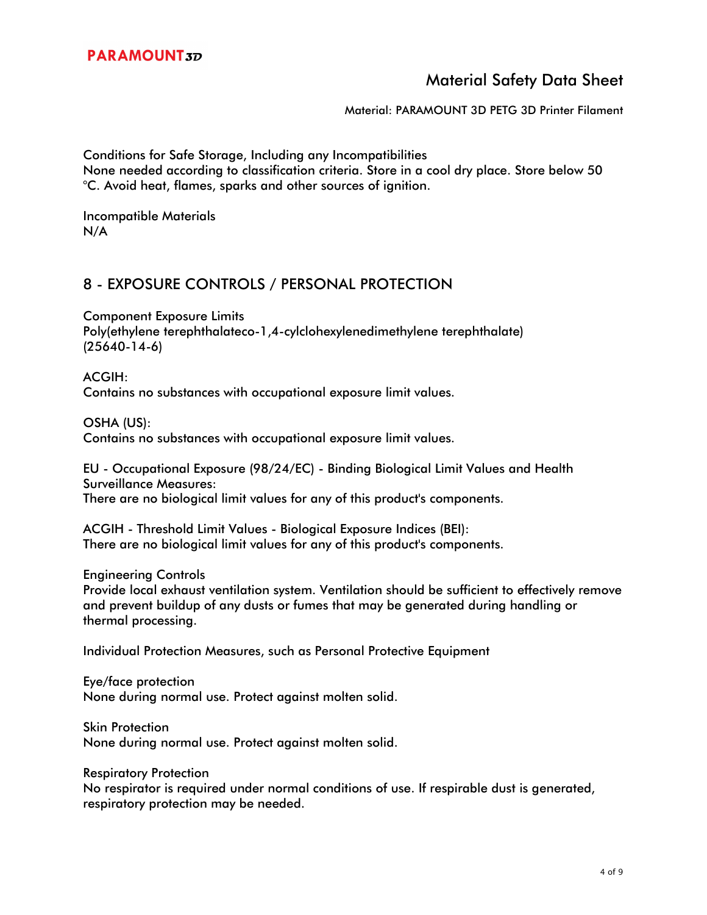Conditions for Safe Storage, Including any Incompatibilities
None needed according to classification criteria. Store in a cool dry place. Store below 50 °C. Avoid heat, flames, sparks and other sources of ignition.

Incompatible Materials
N/A

## 8 - EXPOSURE CONTROLS / PERSONAL PROTECTION

Component Exposure Limits
Poly(ethylene terephthalateco-1,4-cylclohexylenedimethylene terephthalate) (25640-14-6)

ACGIH:
Contains no substances with occupational exposure limit values.

OSHA (US):
Contains no substances with occupational exposure limit values.

EU - Occupational Exposure (98/24/EC) - Binding Biological Limit Values and Health Surveillance Measures:
There are no biological limit values for any of this product's components.

ACGIH - Threshold Limit Values - Biological Exposure Indices (BEI):
There are no biological limit values for any of this product's components.

Engineering Controls
Provide local exhaust ventilation system. Ventilation should be sufficient to effectively remove and prevent buildup of any dusts or fumes that may be generated during handling or thermal processing.

Individual Protection Measures, such as Personal Protective Equipment

Eye/face protection
None during normal use. Protect against molten solid.

Skin Protection
None during normal use. Protect against molten solid.

Respiratory Protection
No respirator is required under normal conditions of use. If respirable dust is generated, respiratory protection may be needed.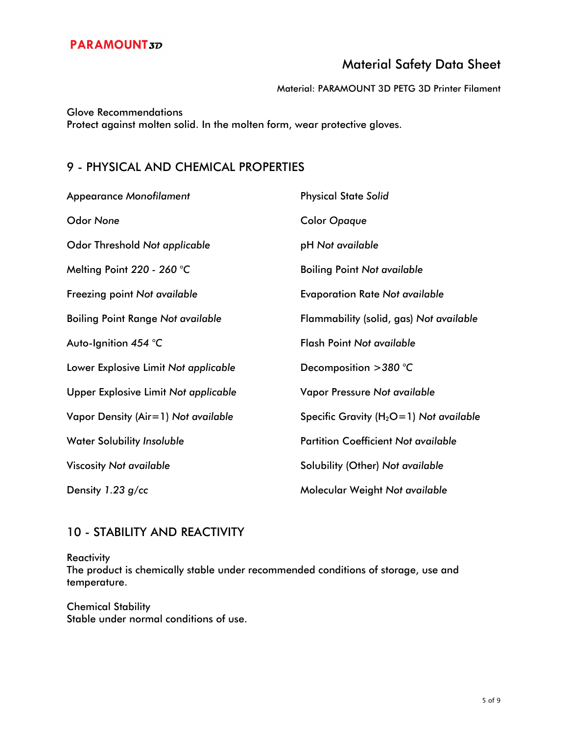Glove Recommendations
Protect against molten solid. In the molten form, wear protective gloves.

## 9 - PHYSICAL AND CHEMICAL PROPERTIES

| | |
|---|---|
| Appearance *Monofilament* | Physical State *Solid* |
| Odor *None* | Color *Opaque* |
| Odor Threshold *Not applicable* | pH *Not available* |
| Melting Point *220 - 260 °C* | Boiling Point *Not available* |
| Freezing point *Not available* | Evaporation Rate *Not available* |
| Boiling Point Range *Not available* | Flammability (solid, gas) *Not available* |
| Auto-Ignition *454 °C* | Flash Point *Not available* |
| Lower Explosive Limit *Not applicable* | Decomposition *>380 °C* |
| Upper Explosive Limit *Not applicable* | Vapor Pressure *Not available* |
| Vapor Density (Air=1) *Not available* | Specific Gravity ($H_2O$=1) *Not available* |
| Water Solubility *Insoluble* | Partition Coefficient *Not available* |
| Viscosity *Not available* | Solubility (Other) *Not available* |
| Density *1.23 g/cc* | Molecular Weight *Not available* |

## 10 - STABILITY AND REACTIVITY

Reactivity
The product is chemically stable under recommended conditions of storage, use and temperature.

Chemical Stability
Stable under normal conditions of use.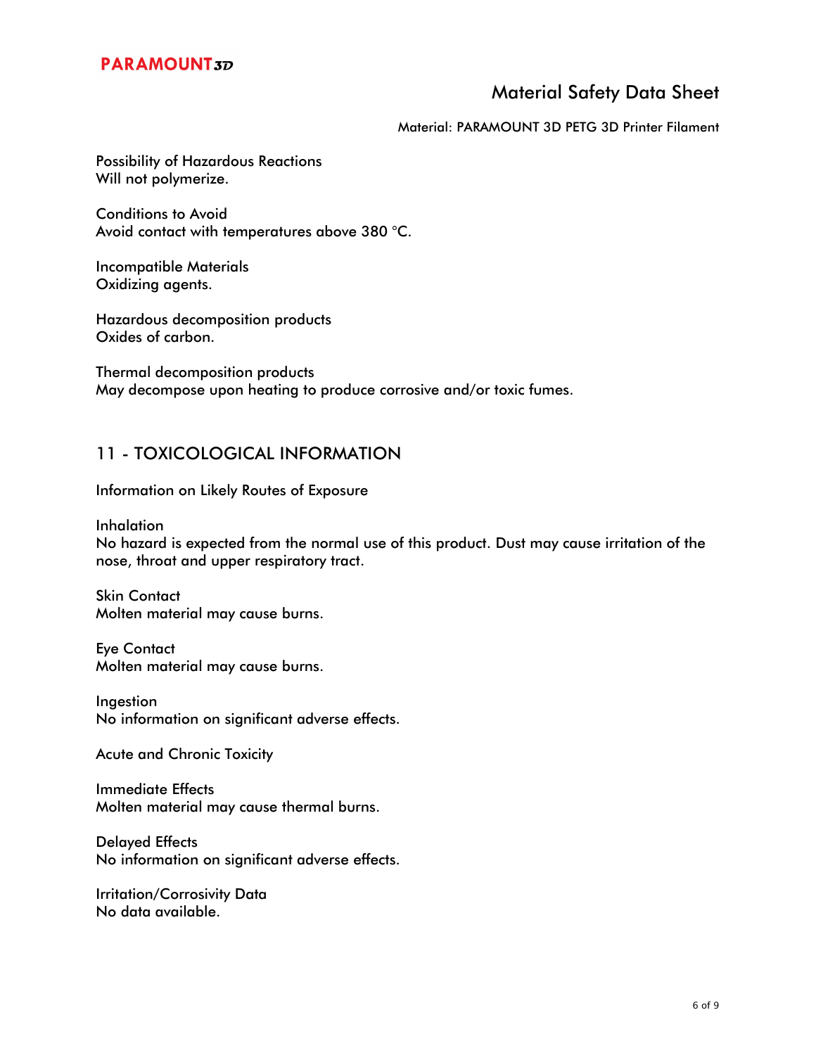Possibility of Hazardous Reactions
Will not polymerize.

Conditions to Avoid
Avoid contact with temperatures above 380 °C.

Incompatible Materials
Oxidizing agents.

Hazardous decomposition products
Oxides of carbon.

Thermal decomposition products
May decompose upon heating to produce corrosive and/or toxic fumes.

## 11 - TOXICOLOGICAL INFORMATION

Information on Likely Routes of Exposure

Inhalation
No hazard is expected from the normal use of this product. Dust may cause irritation of the nose, throat and upper respiratory tract.

Skin Contact
Molten material may cause burns.

Eye Contact
Molten material may cause burns.

Ingestion
No information on significant adverse effects.

Acute and Chronic Toxicity

Immediate Effects
Molten material may cause thermal burns.

Delayed Effects
No information on significant adverse effects.

Irritation/Corrosivity Data
No data available.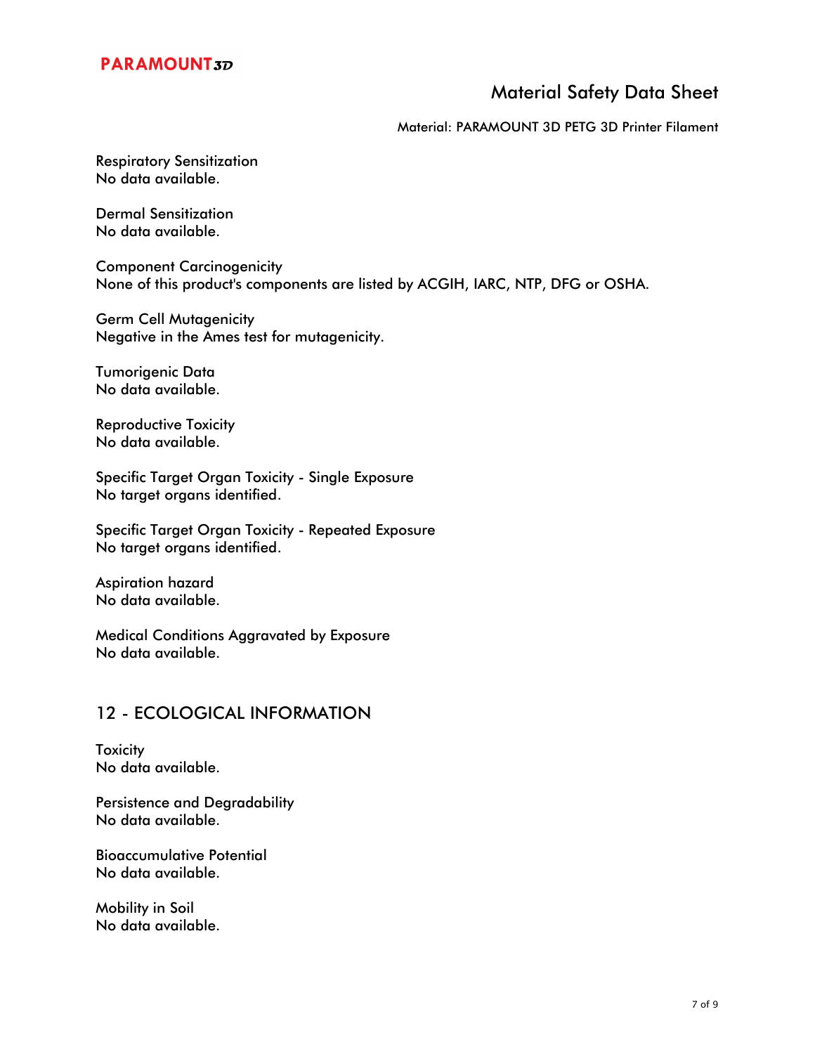Respiratory Sensitization
No data available.

Dermal Sensitization
No data available.

Component Carcinogenicity
None of this product's components are listed by ACGIH, IARC, NTP, DFG or OSHA.

Germ Cell Mutagenicity
Negative in the Ames test for mutagenicity.

Tumorigenic Data
No data available.

Reproductive Toxicity
No data available.

Specific Target Organ Toxicity - Single Exposure
No target organs identified.

Specific Target Organ Toxicity - Repeated Exposure
No target organs identified.

Aspiration hazard
No data available.

Medical Conditions Aggravated by Exposure
No data available.

## 12 - ECOLOGICAL INFORMATION

Toxicity
No data available.

Persistence and Degradability
No data available.

Bioaccumulative Potential
No data available.

Mobility in Soil
No data available.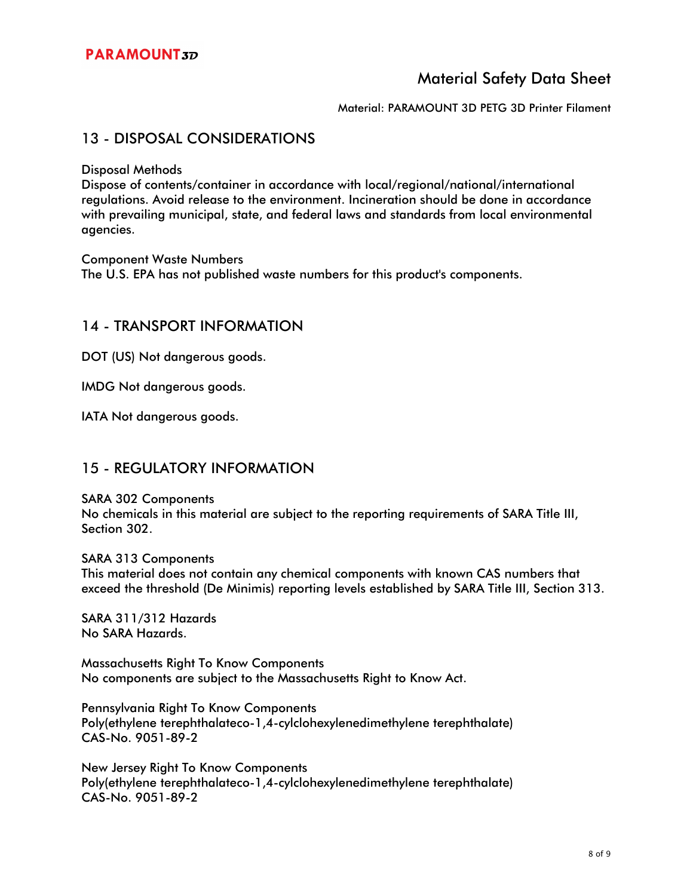# Material Safety Data Sheet

Material: PARAMOUNT 3D PETG 3D Printer Filament

## 13 - DISPOSAL CONSIDERATIONS

Disposal Methods
Dispose of contents/container in accordance with local/regional/national/international regulations. Avoid release to the environment. Incineration should be done in accordance with prevailing municipal, state, and federal laws and standards from local environmental agencies.

Component Waste Numbers
The U.S. EPA has not published waste numbers for this product's components.

## 14 - TRANSPORT INFORMATION

DOT (US) Not dangerous goods.

IMDG Not dangerous goods.

IATA Not dangerous goods.

## 15 - REGULATORY INFORMATION

SARA 302 Components
No chemicals in this material are subject to the reporting requirements of SARA Title III, Section 302.

SARA 313 Components
This material does not contain any chemical components with known CAS numbers that exceed the threshold (De Minimis) reporting levels established by SARA Title III, Section 313.

SARA 311/312 Hazards
No SARA Hazards.

Massachusetts Right To Know Components
No components are subject to the Massachusetts Right to Know Act.

Pennsylvania Right To Know Components
Poly(ethylene terephthalateco-1,4-cylclohexylenedimethylene terephthalate)
CAS-No. 9051-89-2

New Jersey Right To Know Components
Poly(ethylene terephthalateco-1,4-cylclohexylenedimethylene terephthalate)
CAS-No. 9051-89-2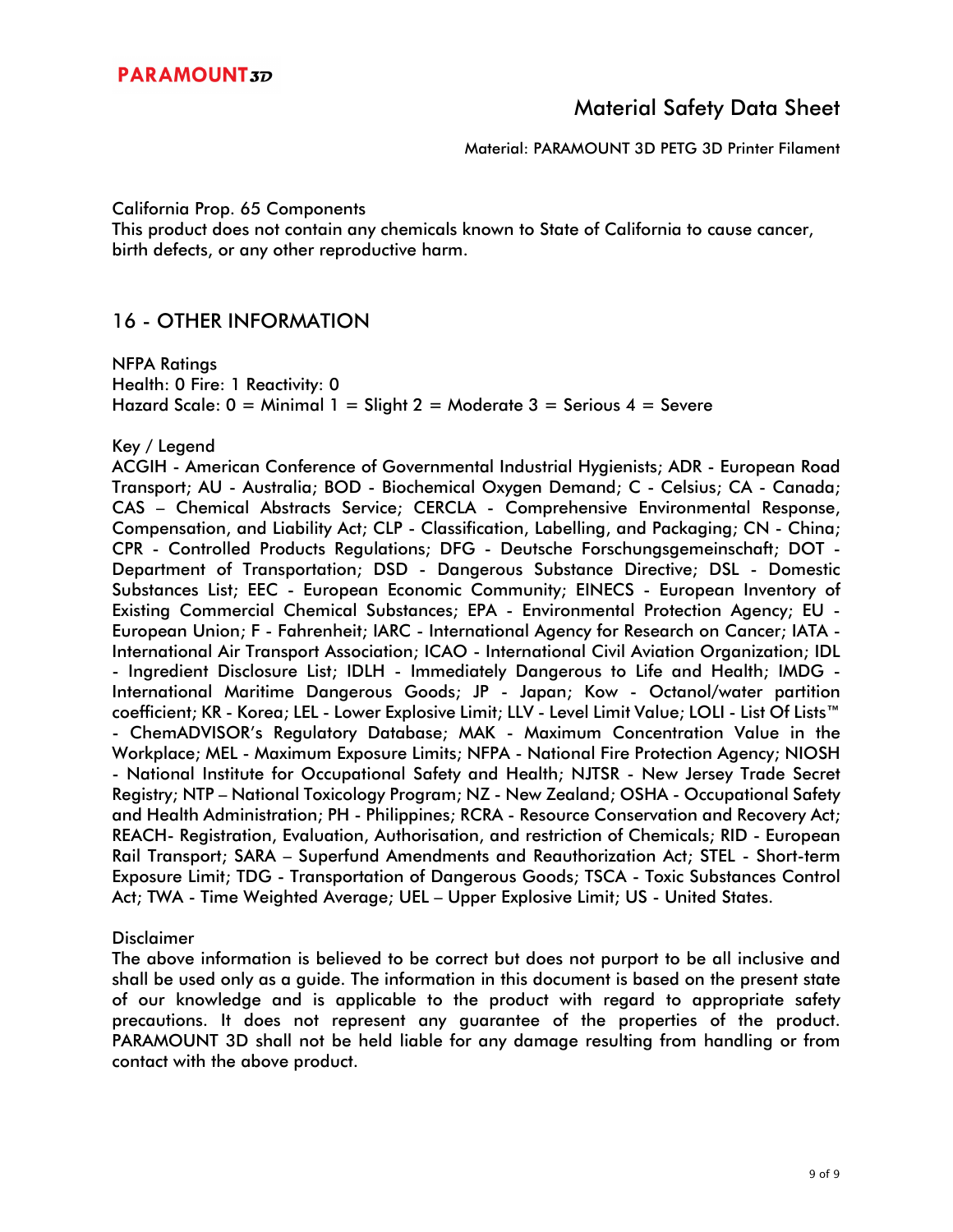California Prop. 65 Components
This product does not contain any chemicals known to State of California to cause cancer, birth defects, or any other reproductive harm.

## 16 - OTHER INFORMATION

NFPA Ratings
Health: 0 Fire: 1 Reactivity: 0
Hazard Scale: 0 = Minimal 1 = Slight 2 = Moderate 3 = Serious 4 = Severe

Key / Legend
ACGIH - American Conference of Governmental Industrial Hygienists; ADR - European Road Transport; AU - Australia; BOD - Biochemical Oxygen Demand; C - Celsius; CA - Canada; CAS – Chemical Abstracts Service; CERCLA - Comprehensive Environmental Response, Compensation, and Liability Act; CLP - Classification, Labelling, and Packaging; CN - China; CPR - Controlled Products Regulations; DFG - Deutsche Forschungsgemeinschaft; DOT - Department of Transportation; DSD - Dangerous Substance Directive; DSL - Domestic Substances List; EEC - European Economic Community; EINECS - European Inventory of Existing Commercial Chemical Substances; EPA - Environmental Protection Agency; EU - European Union; F - Fahrenheit; IARC - International Agency for Research on Cancer; IATA - International Air Transport Association; ICAO - International Civil Aviation Organization; IDL - Ingredient Disclosure List; IDLH - Immediately Dangerous to Life and Health; IMDG - International Maritime Dangerous Goods; JP - Japan; Kow - Octanol/water partition coefficient; KR - Korea; LEL - Lower Explosive Limit; LLV - Level Limit Value; LOLI - List Of Lists™ - ChemADVISOR's Regulatory Database; MAK - Maximum Concentration Value in the Workplace; MEL - Maximum Exposure Limits; NFPA - National Fire Protection Agency; NIOSH - National Institute for Occupational Safety and Health; NJTSR - New Jersey Trade Secret Registry; NTP – National Toxicology Program; NZ - New Zealand; OSHA - Occupational Safety and Health Administration; PH - Philippines; RCRA - Resource Conservation and Recovery Act; REACH- Registration, Evaluation, Authorisation, and restriction of Chemicals; RID - European Rail Transport; SARA – Superfund Amendments and Reauthorization Act; STEL - Short-term Exposure Limit; TDG - Transportation of Dangerous Goods; TSCA - Toxic Substances Control Act; TWA - Time Weighted Average; UEL – Upper Explosive Limit; US - United States.

Disclaimer
The above information is believed to be correct but does not purport to be all inclusive and shall be used only as a guide. The information in this document is based on the present state of our knowledge and is applicable to the product with regard to appropriate safety precautions. It does not represent any guarantee of the properties of the product. PARAMOUNT 3D shall not be held liable for any damage resulting from handling or from contact with the above product.